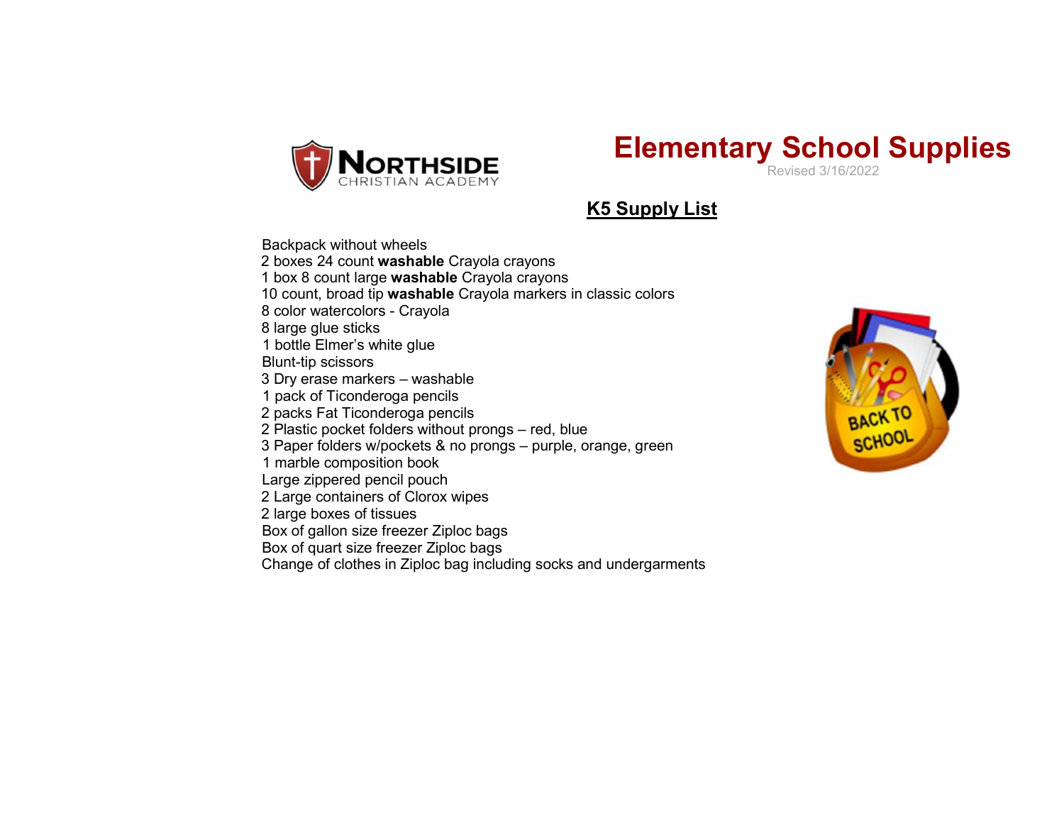NORTHSIDE CHRISTIAN ACADEMY

# Elementary School Supplies

Revised 3/16/2022

## K5 Supply List

Backpack without wheels  
2 boxes 24 count **washable** Crayola crayons  
1 box 8 count large **washable** Crayola crayons  
10 count, broad tip **washable** Crayola markers in classic colors  
8 color watercolors - Crayola  
8 large glue sticks  
1 bottle Elmer's white glue  
Blunt-tip scissors  
3 Dry erase markers – washable  
1 pack of Ticonderoga pencils  
2 packs Fat Ticonderoga pencils  
2 Plastic pocket folders without prongs – red, blue  
3 Paper folders w/pockets & no prongs – purple, orange, green  
1 marble composition book  
Large zippered pencil pouch  
2 Large containers of Clorox wipes  
2 large boxes of tissues  
Box of gallon size freezer Ziploc bags  
Box of quart size freezer Ziploc bags  
Change of clothes in Ziploc bag including socks and undergarments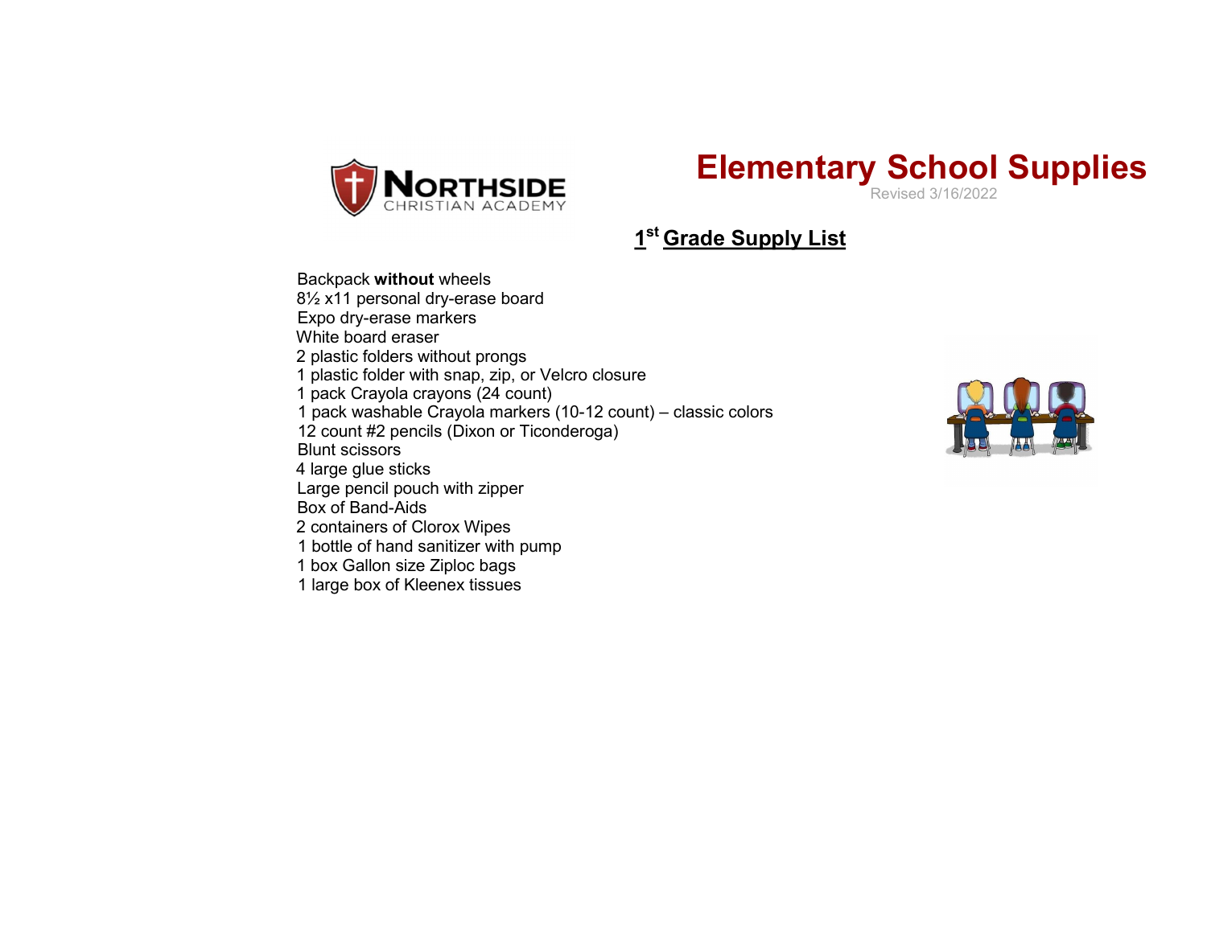NORTHSIDE CHRISTIAN ACADEMY

# Elementary School Supplies

Revised 3/16/2022

## 1st Grade Supply List

Backpack **without** wheels
8½ x11 personal dry-erase board
Expo dry-erase markers
White board eraser
2 plastic folders without prongs
1 plastic folder with snap, zip, or Velcro closure
1 pack Crayola crayons (24 count)
1 pack washable Crayola markers (10-12 count) – classic colors
12 count #2 pencils (Dixon or Ticonderoga)
Blunt scissors
4 large glue sticks
Large pencil pouch with zipper
Box of Band-Aids
2 containers of Clorox Wipes
1 bottle of hand sanitizer with pump
1 box Gallon size Ziploc bags
1 large box of Kleenex tissues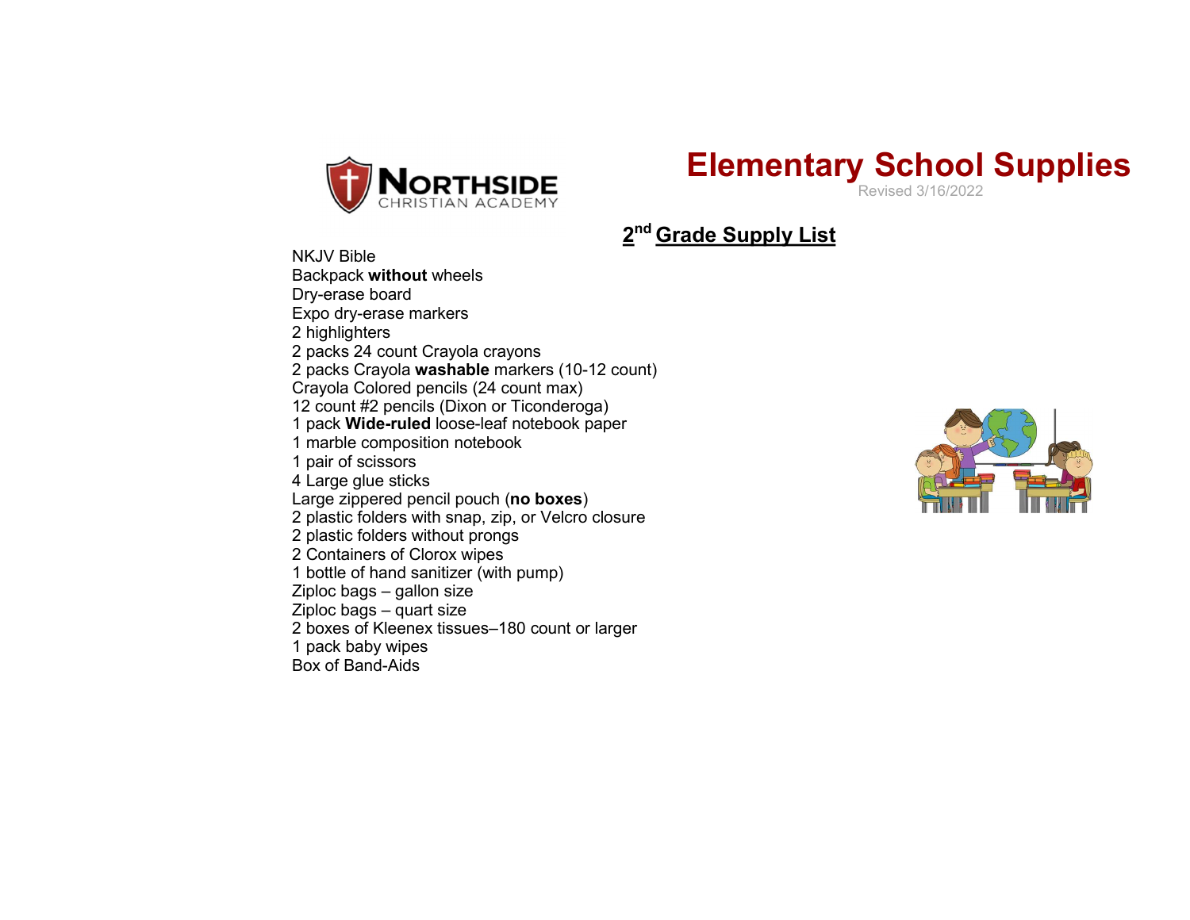NORTHSIDE CHRISTIAN ACADEMY

# Elementary School Supplies

Revised 3/16/2022

## 2nd Grade Supply List

NKJV Bible
Backpack **without** wheels
Dry-erase board
Expo dry-erase markers
2 highlighters
2 packs 24 count Crayola crayons
2 packs Crayola **washable** markers (10-12 count)
Crayola Colored pencils (24 count max)
12 count #2 pencils (Dixon or Ticonderoga)
1 pack **Wide-ruled** loose-leaf notebook paper
1 marble composition notebook
1 pair of scissors
4 Large glue sticks
Large zippered pencil pouch (**no boxes**)
2 plastic folders with snap, zip, or Velcro closure
2 plastic folders without prongs
2 Containers of Clorox wipes
1 bottle of hand sanitizer (with pump)
Ziploc bags – gallon size
Ziploc bags – quart size
2 boxes of Kleenex tissues–180 count or larger
1 pack baby wipes
Box of Band-Aids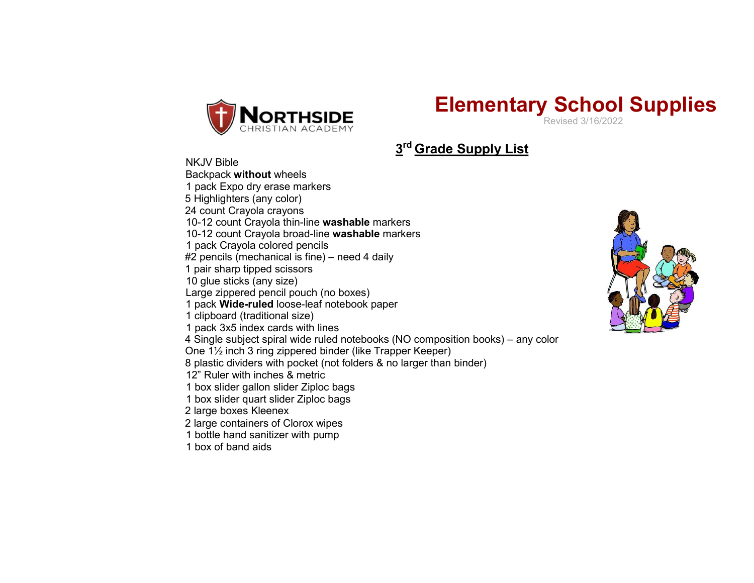NORTHSIDE CHRISTIAN ACADEMY

# Elementary School Supplies

Revised 3/16/2022

## 3rd Grade Supply List

NKJV Bible
Backpack **without** wheels
1 pack Expo dry erase markers
5 Highlighters (any color)
24 count Crayola crayons
10-12 count Crayola thin-line **washable** markers
10-12 count Crayola broad-line **washable** markers
1 pack Crayola colored pencils
#2 pencils (mechanical is fine) – need 4 daily
1 pair sharp tipped scissors
10 glue sticks (any size)
Large zippered pencil pouch (no boxes)
1 pack **Wide-ruled** loose-leaf notebook paper
1 clipboard (traditional size)
1 pack 3x5 index cards with lines
4 Single subject spiral wide ruled notebooks (NO composition books) – any color
One 1½ inch 3 ring zippered binder (like Trapper Keeper)
8 plastic dividers with pocket (not folders & no larger than binder)
12" Ruler with inches & metric
1 box slider gallon slider Ziploc bags
1 box slider quart slider Ziploc bags
2 large boxes Kleenex
2 large containers of Clorox wipes
1 bottle hand sanitizer with pump
1 box of band aids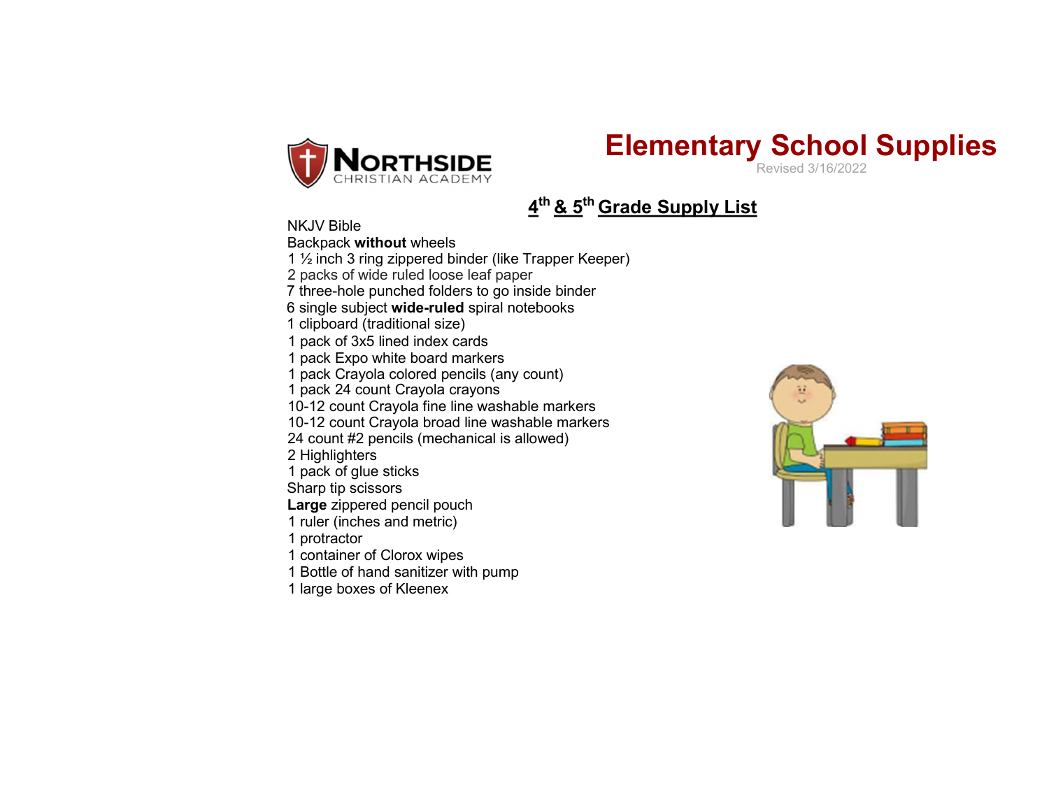**NORTHSIDE** CHRISTIAN ACADEMY

# Elementary School Supplies

Revised 3/16/2022

## 4th & 5th Grade Supply List

NKJV Bible
Backpack **without** wheels
1 ½ inch 3 ring zippered binder (like Trapper Keeper)
2 packs of wide ruled loose leaf paper
7 three-hole punched folders to go inside binder
6 single subject **wide-ruled** spiral notebooks
1 clipboard (traditional size)
1 pack of 3x5 lined index cards
1 pack Expo white board markers
1 pack Crayola colored pencils (any count)
1 pack 24 count Crayola crayons
10-12 count Crayola fine line washable markers
10-12 count Crayola broad line washable markers
24 count #2 pencils (mechanical is allowed)
2 Highlighters
1 pack of glue sticks
Sharp tip scissors
**Large** zippered pencil pouch
1 ruler (inches and metric)
1 protractor
1 container of Clorox wipes
1 Bottle of hand sanitizer with pump
1 large boxes of Kleenex